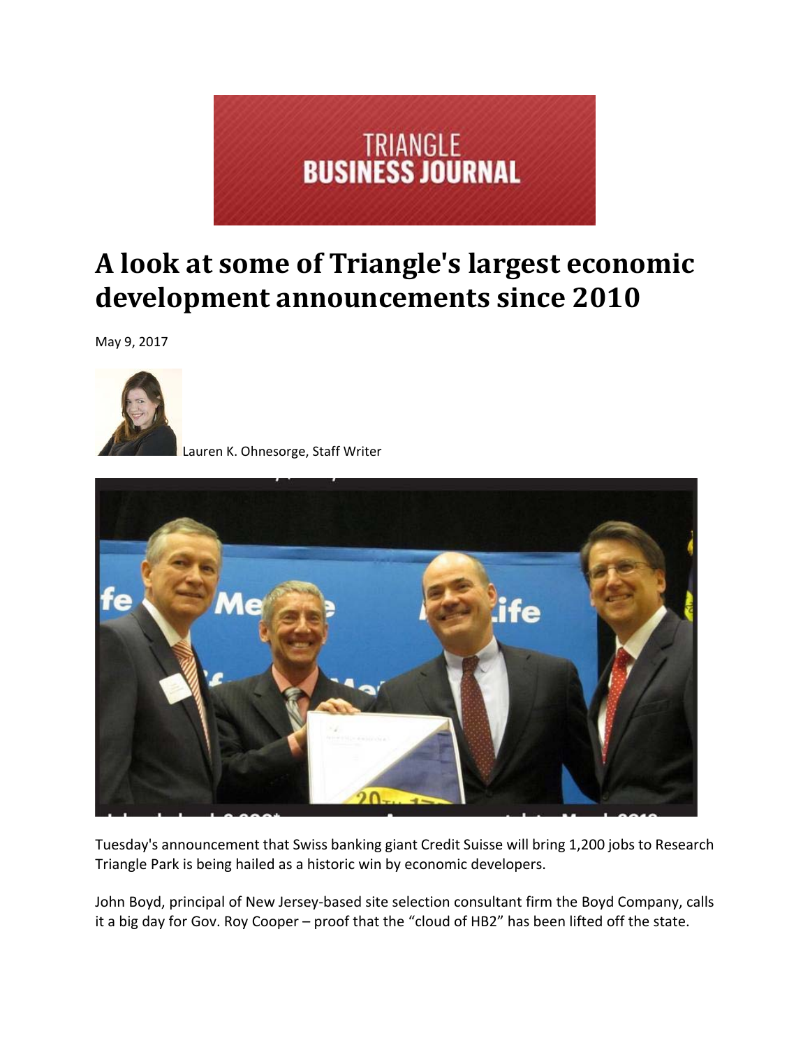TRIANGLE BUSINESS JOURNAL

# A look at some of Triangle's largest economic development announcements since 2010

May 9, 2017

Lauren K. Ohnesorge, Staff Writer

Tuesday's announcement that Swiss banking giant Credit Suisse will bring 1,200 jobs to Research Triangle Park is being hailed as a historic win by economic developers.

John Boyd, principal of New Jersey-based site selection consultant firm the Boyd Company, calls it a big day for Gov. Roy Cooper – proof that the "cloud of HB2" has been lifted off the state.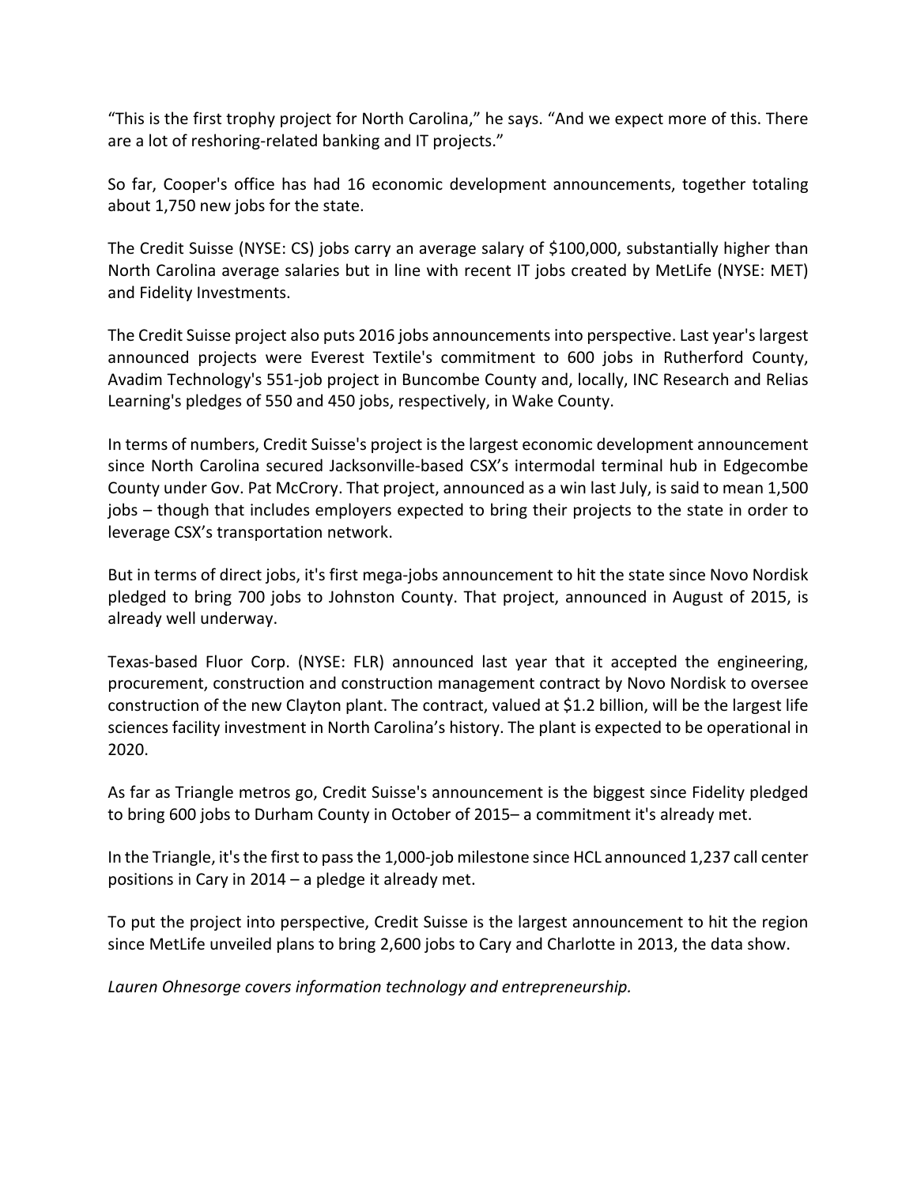“This is the first trophy project for North Carolina,” he says. “And we expect more of this. There are a lot of reshoring-related banking and IT projects.”

So far, Cooper's office has had 16 economic development announcements, together totaling about 1,750 new jobs for the state.

The Credit Suisse (NYSE: CS) jobs carry an average salary of $100,000, substantially higher than North Carolina average salaries but in line with recent IT jobs created by MetLife (NYSE: MET) and Fidelity Investments.

The Credit Suisse project also puts 2016 jobs announcements into perspective. Last year's largest announced projects were Everest Textile's commitment to 600 jobs in Rutherford County, Avadim Technology's 551-job project in Buncombe County and, locally, INC Research and Relias Learning's pledges of 550 and 450 jobs, respectively, in Wake County.

In terms of numbers, Credit Suisse's project is the largest economic development announcement since North Carolina secured Jacksonville-based CSX’s intermodal terminal hub in Edgecombe County under Gov. Pat McCrory. That project, announced as a win last July, is said to mean 1,500 jobs – though that includes employers expected to bring their projects to the state in order to leverage CSX’s transportation network.

But in terms of direct jobs, it's first mega-jobs announcement to hit the state since Novo Nordisk pledged to bring 700 jobs to Johnston County. That project, announced in August of 2015, is already well underway.

Texas-based Fluor Corp. (NYSE: FLR) announced last year that it accepted the engineering, procurement, construction and construction management contract by Novo Nordisk to oversee construction of the new Clayton plant. The contract, valued at $1.2 billion, will be the largest life sciences facility investment in North Carolina’s history. The plant is expected to be operational in 2020.

As far as Triangle metros go, Credit Suisse's announcement is the biggest since Fidelity pledged to bring 600 jobs to Durham County in October of 2015– a commitment it's already met.

In the Triangle, it's the first to pass the 1,000-job milestone since HCL announced 1,237 call center positions in Cary in 2014 – a pledge it already met.

To put the project into perspective, Credit Suisse is the largest announcement to hit the region since MetLife unveiled plans to bring 2,600 jobs to Cary and Charlotte in 2013, the data show.

*Lauren Ohnesorge covers information technology and entrepreneurship.*